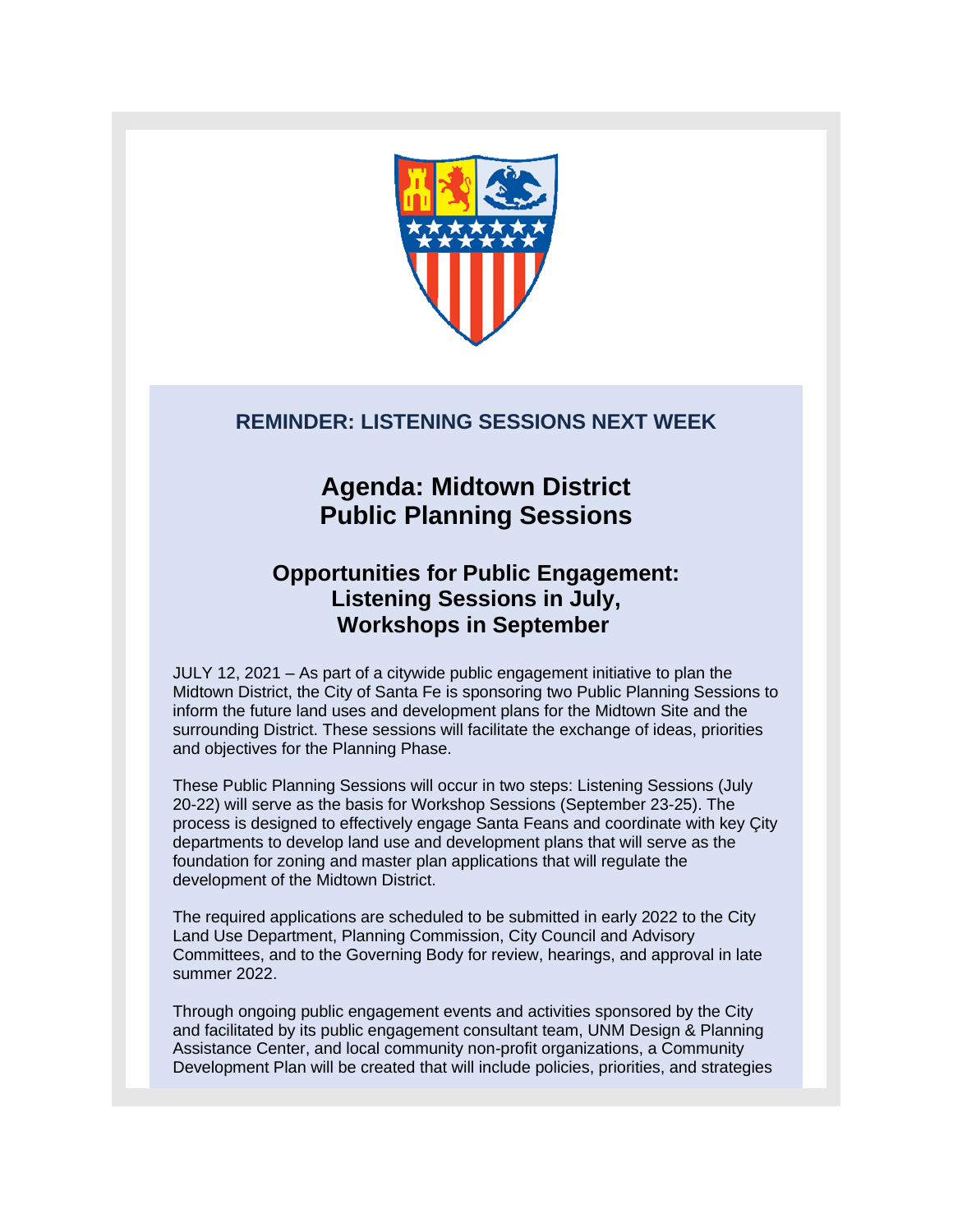**REMINDER: LISTENING SESSIONS NEXT WEEK**

# Agenda: Midtown District Public Planning Sessions

## Opportunities for Public Engagement: Listening Sessions in July, Workshops in September

JULY 12, 2021 – As part of a citywide public engagement initiative to plan the Midtown District, the City of Santa Fe is sponsoring two Public Planning Sessions to inform the future land uses and development plans for the Midtown Site and the surrounding District. These sessions will facilitate the exchange of ideas, priorities and objectives for the Planning Phase.

These Public Planning Sessions will occur in two steps: Listening Sessions (July 20-22) will serve as the basis for Workshop Sessions (September 23-25). The process is designed to effectively engage Santa Feans and coordinate with key Çity departments to develop land use and development plans that will serve as the foundation for zoning and master plan applications that will regulate the development of the Midtown District.

The required applications are scheduled to be submitted in early 2022 to the City Land Use Department, Planning Commission, City Council and Advisory Committees, and to the Governing Body for review, hearings, and approval in late summer 2022.

Through ongoing public engagement events and activities sponsored by the City and facilitated by its public engagement consultant team, UNM Design & Planning Assistance Center, and local community non-profit organizations, a Community Development Plan will be created that will include policies, priorities, and strategies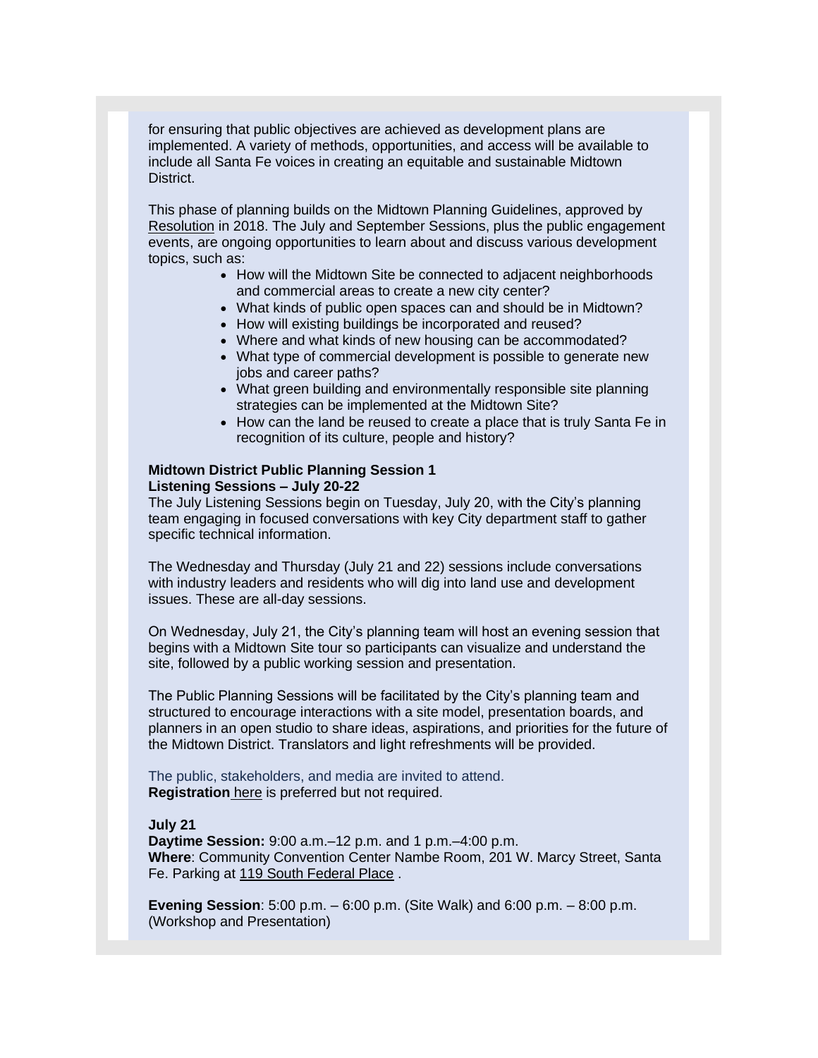for ensuring that public objectives are achieved as development plans are implemented. A variety of methods, opportunities, and access will be available to include all Santa Fe voices in creating an equitable and sustainable Midtown District.

This phase of planning builds on the Midtown Planning Guidelines, approved by Resolution in 2018. The July and September Sessions, plus the public engagement events, are ongoing opportunities to learn about and discuss various development topics, such as:

- How will the Midtown Site be connected to adjacent neighborhoods and commercial areas to create a new city center?
- What kinds of public open spaces can and should be in Midtown?
- How will existing buildings be incorporated and reused?
- Where and what kinds of new housing can be accommodated?
- What type of commercial development is possible to generate new jobs and career paths?
- What green building and environmentally responsible site planning strategies can be implemented at the Midtown Site?
- How can the land be reused to create a place that is truly Santa Fe in recognition of its culture, people and history?

**Midtown District Public Planning Session 1**
**Listening Sessions – July 20-22**

The July Listening Sessions begin on Tuesday, July 20, with the City's planning team engaging in focused conversations with key City department staff to gather specific technical information.

The Wednesday and Thursday (July 21 and 22) sessions include conversations with industry leaders and residents who will dig into land use and development issues. These are all-day sessions.

On Wednesday, July 21, the City's planning team will host an evening session that begins with a Midtown Site tour so participants can visualize and understand the site, followed by a public working session and presentation.

The Public Planning Sessions will be facilitated by the City's planning team and structured to encourage interactions with a site model, presentation boards, and planners in an open studio to share ideas, aspirations, and priorities for the future of the Midtown District. Translators and light refreshments will be provided.

The public, stakeholders, and media are invited to attend.
**Registration** here is preferred but not required.

**July 21**
**Daytime Session:** 9:00 a.m.–12 p.m. and 1 p.m.–4:00 p.m.
**Where**: Community Convention Center Nambe Room, 201 W. Marcy Street, Santa Fe. Parking at 119 South Federal Place .

**Evening Session**: 5:00 p.m. – 6:00 p.m. (Site Walk) and 6:00 p.m. – 8:00 p.m. (Workshop and Presentation)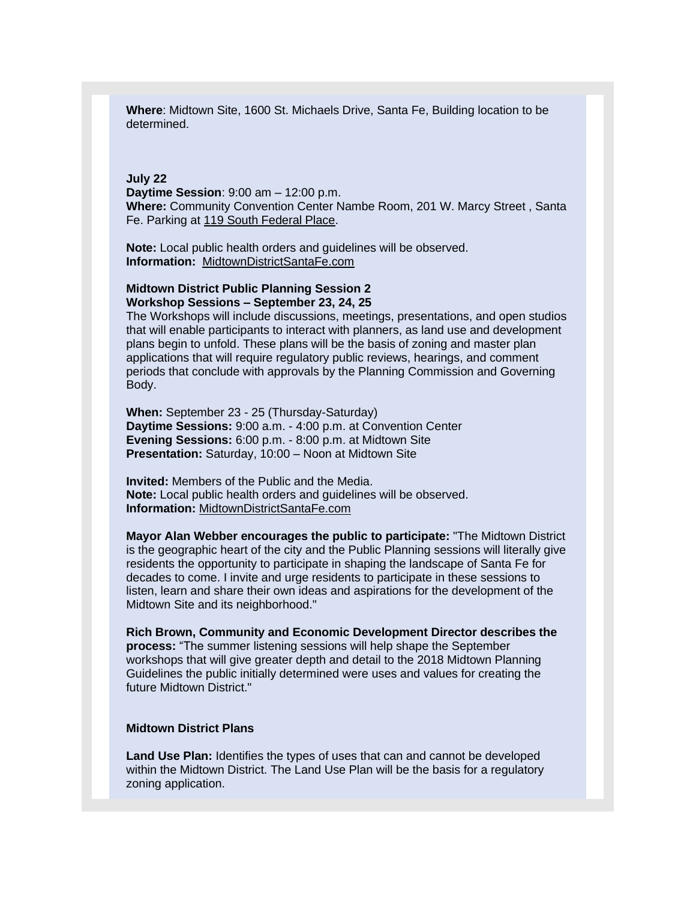**Where**: Midtown Site, 1600 St. Michaels Drive, Santa Fe, Building location to be determined.

**July 22**
**Daytime Session**: 9:00 am – 12:00 p.m.
**Where:** Community Convention Center Nambe Room, 201 W. Marcy Street , Santa Fe. Parking at 119 South Federal Place.

**Note:** Local public health orders and guidelines will be observed.
**Information:** MidtownDistrictSantaFe.com

**Midtown District Public Planning Session 2**
**Workshop Sessions – September 23, 24, 25**
The Workshops will include discussions, meetings, presentations, and open studios that will enable participants to interact with planners, as land use and development plans begin to unfold. These plans will be the basis of zoning and master plan applications that will require regulatory public reviews, hearings, and comment periods that conclude with approvals by the Planning Commission and Governing Body.

**When:** September 23 - 25 (Thursday-Saturday)
**Daytime Sessions:** 9:00 a.m. - 4:00 p.m. at Convention Center
**Evening Sessions:** 6:00 p.m. - 8:00 p.m. at Midtown Site
**Presentation:** Saturday, 10:00 – Noon at Midtown Site

**Invited:** Members of the Public and the Media.
**Note:** Local public health orders and guidelines will be observed.
**Information:** MidtownDistrictSantaFe.com

**Mayor Alan Webber encourages the public to participate:** "The Midtown District is the geographic heart of the city and the Public Planning sessions will literally give residents the opportunity to participate in shaping the landscape of Santa Fe for decades to come. I invite and urge residents to participate in these sessions to listen, learn and share their own ideas and aspirations for the development of the Midtown Site and its neighborhood."

**Rich Brown, Community and Economic Development Director describes the process:** "The summer listening sessions will help shape the September workshops that will give greater depth and detail to the 2018 Midtown Planning Guidelines the public initially determined were uses and values for creating the future Midtown District."

**Midtown District Plans**

**Land Use Plan:** Identifies the types of uses that can and cannot be developed within the Midtown District. The Land Use Plan will be the basis for a regulatory zoning application.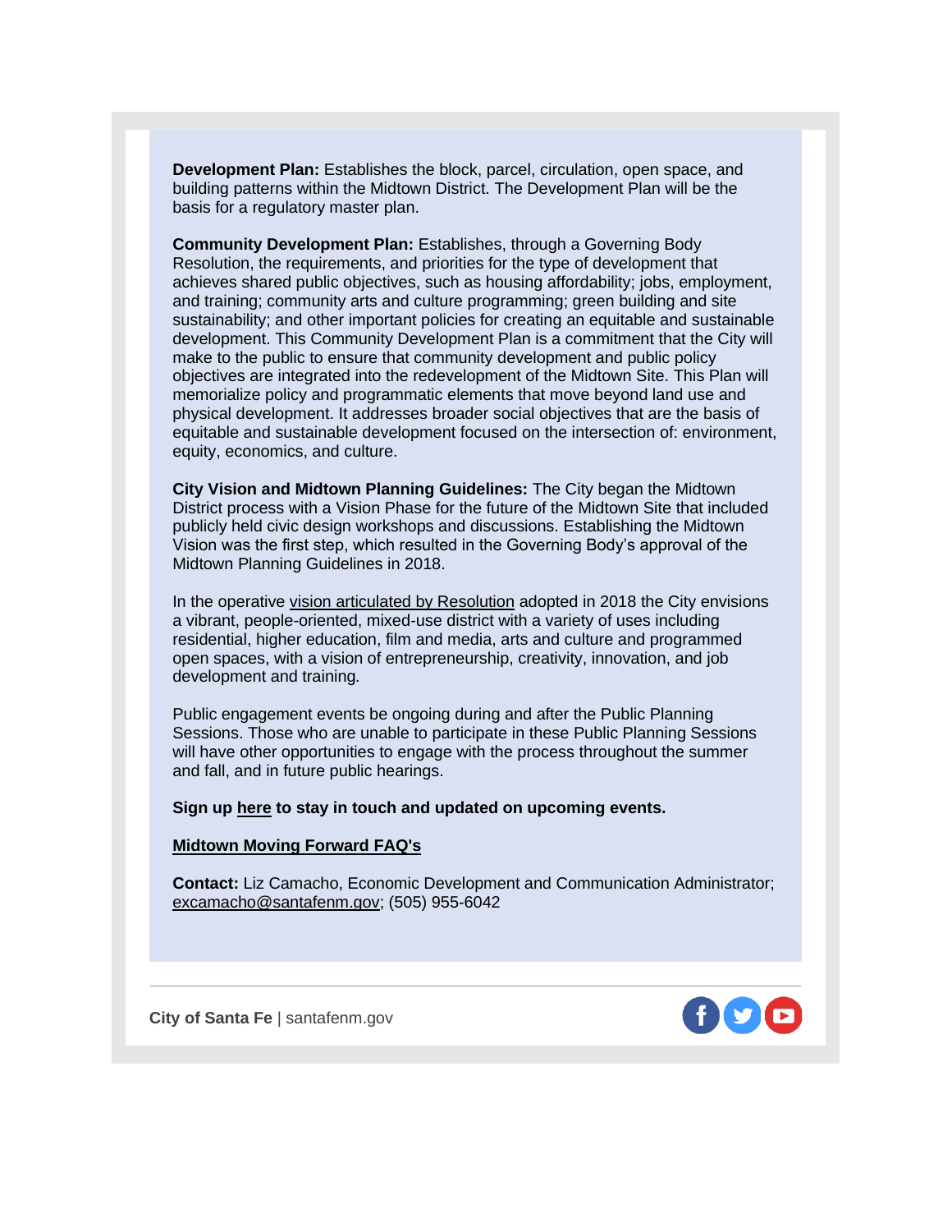**Development Plan:** Establishes the block, parcel, circulation, open space, and building patterns within the Midtown District. The Development Plan will be the basis for a regulatory master plan.

**Community Development Plan:** Establishes, through a Governing Body Resolution, the requirements, and priorities for the type of development that achieves shared public objectives, such as housing affordability; jobs, employment, and training; community arts and culture programming; green building and site sustainability; and other important policies for creating an equitable and sustainable development. This Community Development Plan is a commitment that the City will make to the public to ensure that community development and public policy objectives are integrated into the redevelopment of the Midtown Site. This Plan will memorialize policy and programmatic elements that move beyond land use and physical development. It addresses broader social objectives that are the basis of equitable and sustainable development focused on the intersection of: environment, equity, economics, and culture.

**City Vision and Midtown Planning Guidelines:** The City began the Midtown District process with a Vision Phase for the future of the Midtown Site that included publicly held civic design workshops and discussions. Establishing the Midtown Vision was the first step, which resulted in the Governing Body's approval of the Midtown Planning Guidelines in 2018.

In the operative vision articulated by Resolution adopted in 2018 the City envisions a vibrant, people-oriented, mixed-use district with a variety of uses including residential, higher education, film and media, arts and culture and programmed open spaces, with a vision of entrepreneurship, creativity, innovation, and job development and training.

Public engagement events be ongoing during and after the Public Planning Sessions. Those who are unable to participate in these Public Planning Sessions will have other opportunities to engage with the process throughout the summer and fall, and in future public hearings.

**Sign up here to stay in touch and updated on upcoming events.**

**Midtown Moving Forward FAQ's**

**Contact:** Liz Camacho, Economic Development and Communication Administrator; excamacho@santafenm.gov; (505) 955-6042

**City of Santa Fe** | santafenm.gov